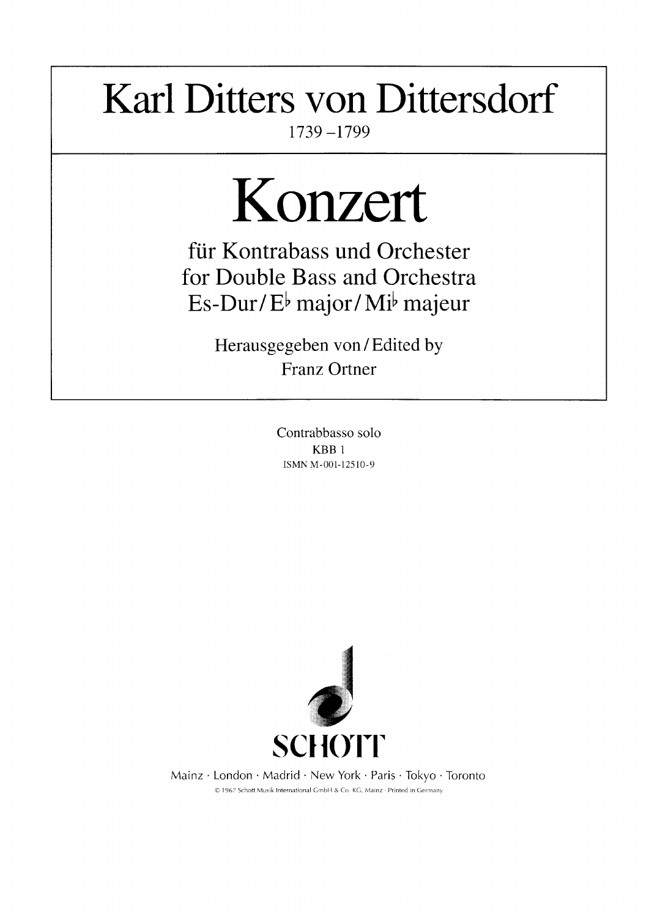# Karl Ditters von Dittersdorf

1739 –1799

# Konzert

für Kontrabass und Orchester
for Double Bass and Orchestra
Es-Dur / E♭ major / Mi♭ majeur

Herausgegeben von / Edited by
Franz Ortner

Contrabbasso solo
KBB 1
ISMN M-001-12510-9

SCHOTT

Mainz · London · Madrid · New York · Paris · Tokyo · Toronto

© 1967 Schott Musik International GmbH & Co. KG, Mainz · Printed in Germany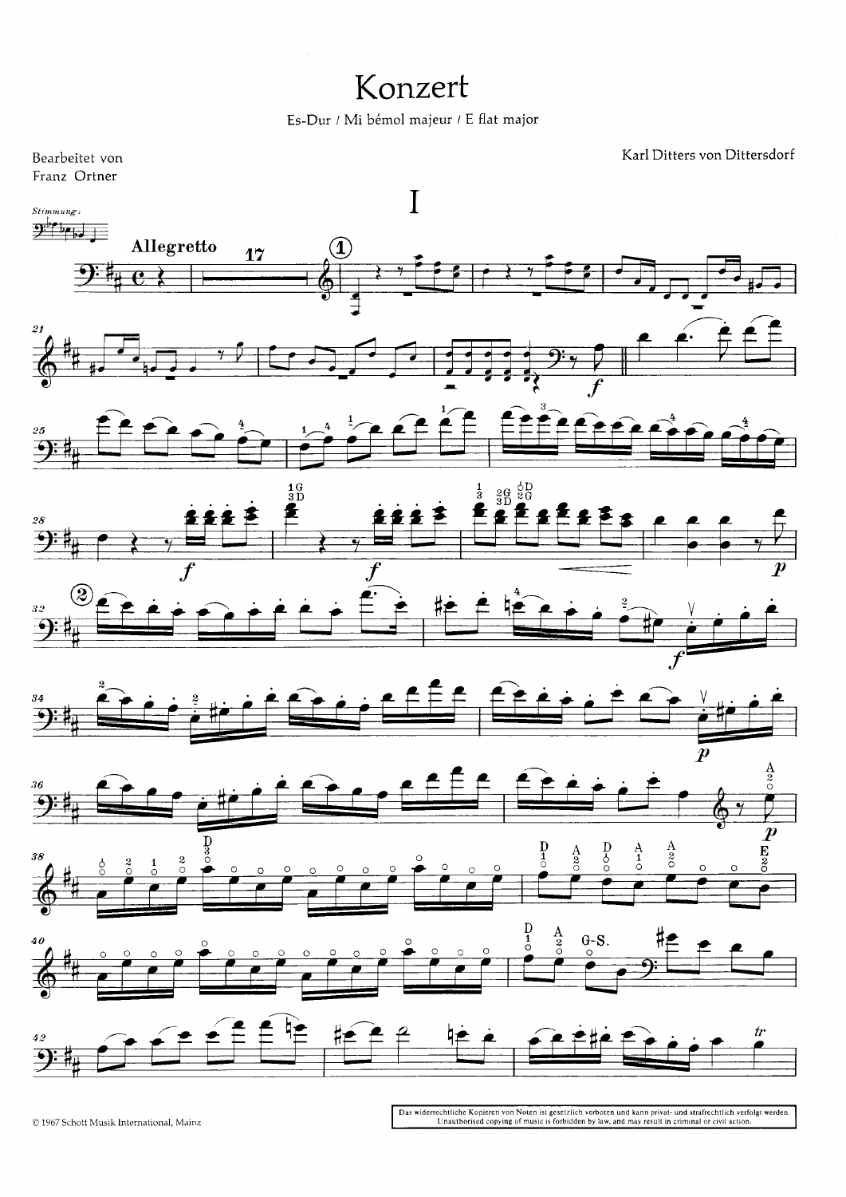# Konzert

Es-Dur / Mi bémol majeur / E flat major

Bearbeitet von
Franz Ortner

Karl Ditters von Dittersdorf

## I

Stimmung:

**Allegretto**

© 1967 Schott Musik International, Mainz

Das widerrechtliche Kopieren von Noten ist gesetzlich verboten und kann privat- und strafrechtlich verfolgt werden.
Unauthorised copying of music is forbidden by law, and may result in criminal or civil action.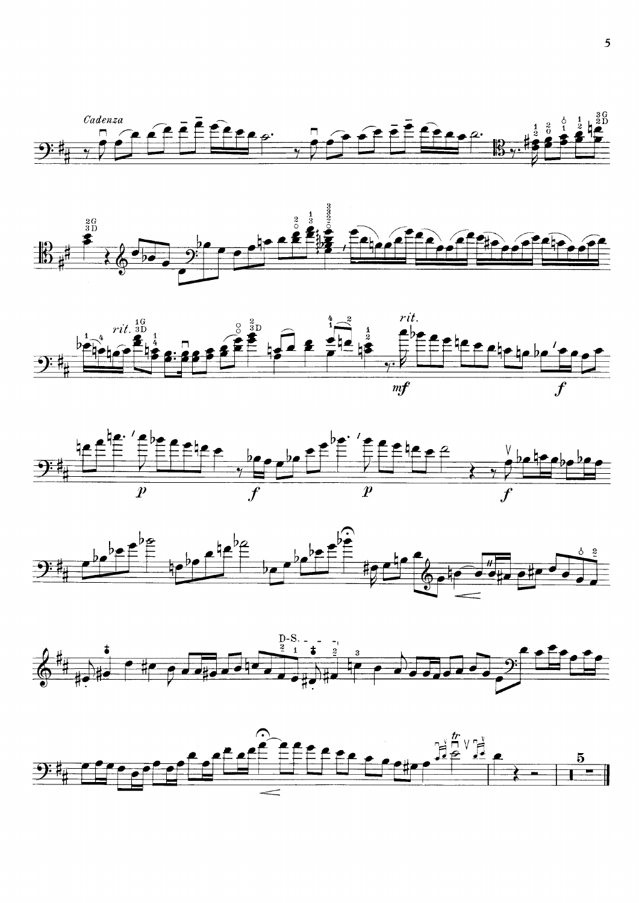*Cadenza*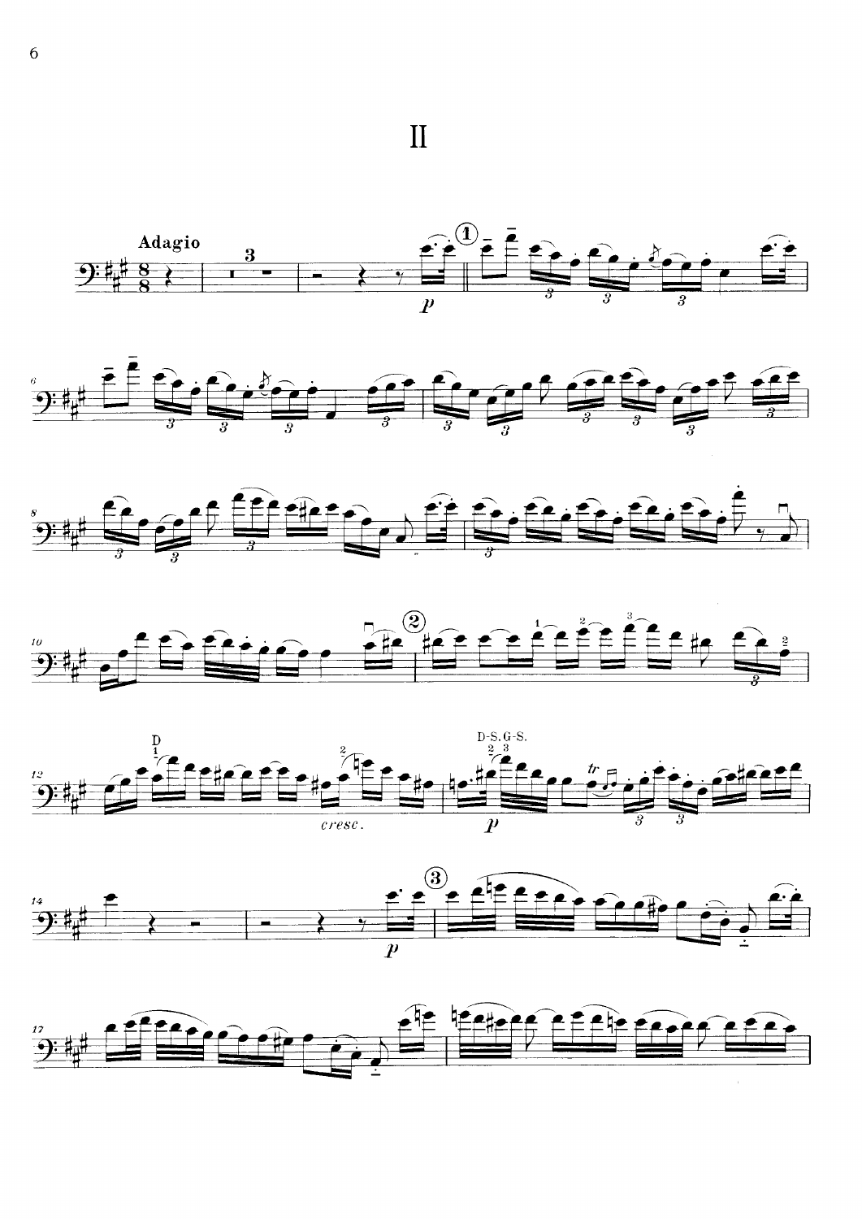# II

**Adagio**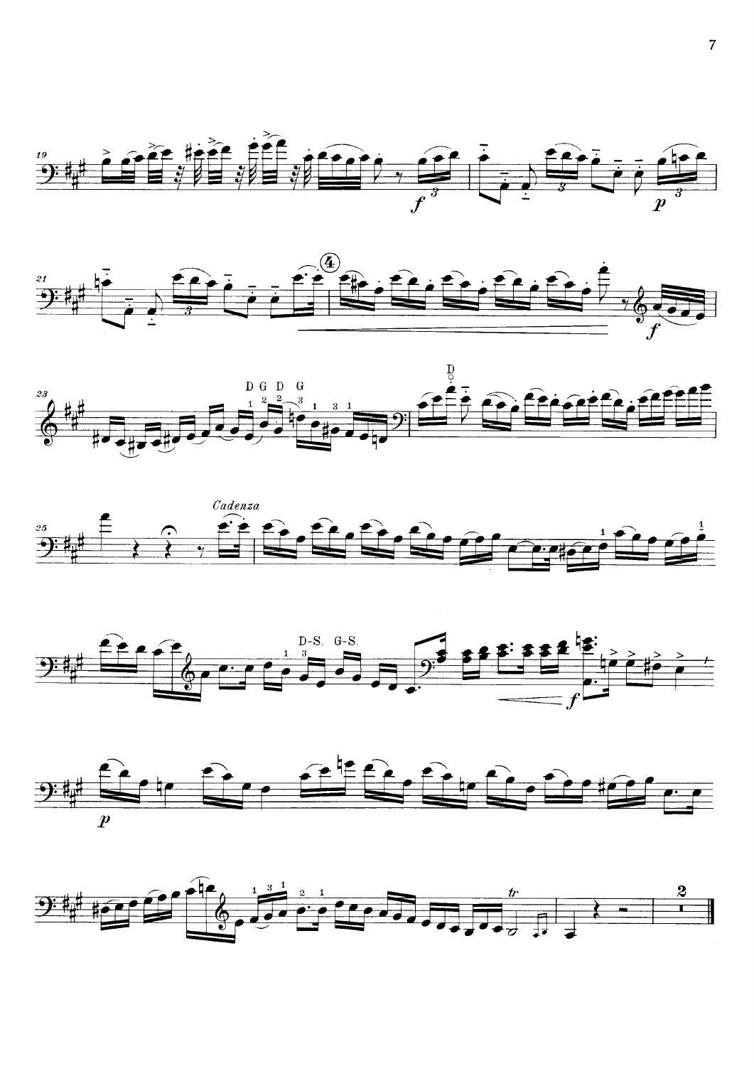*Cadenza*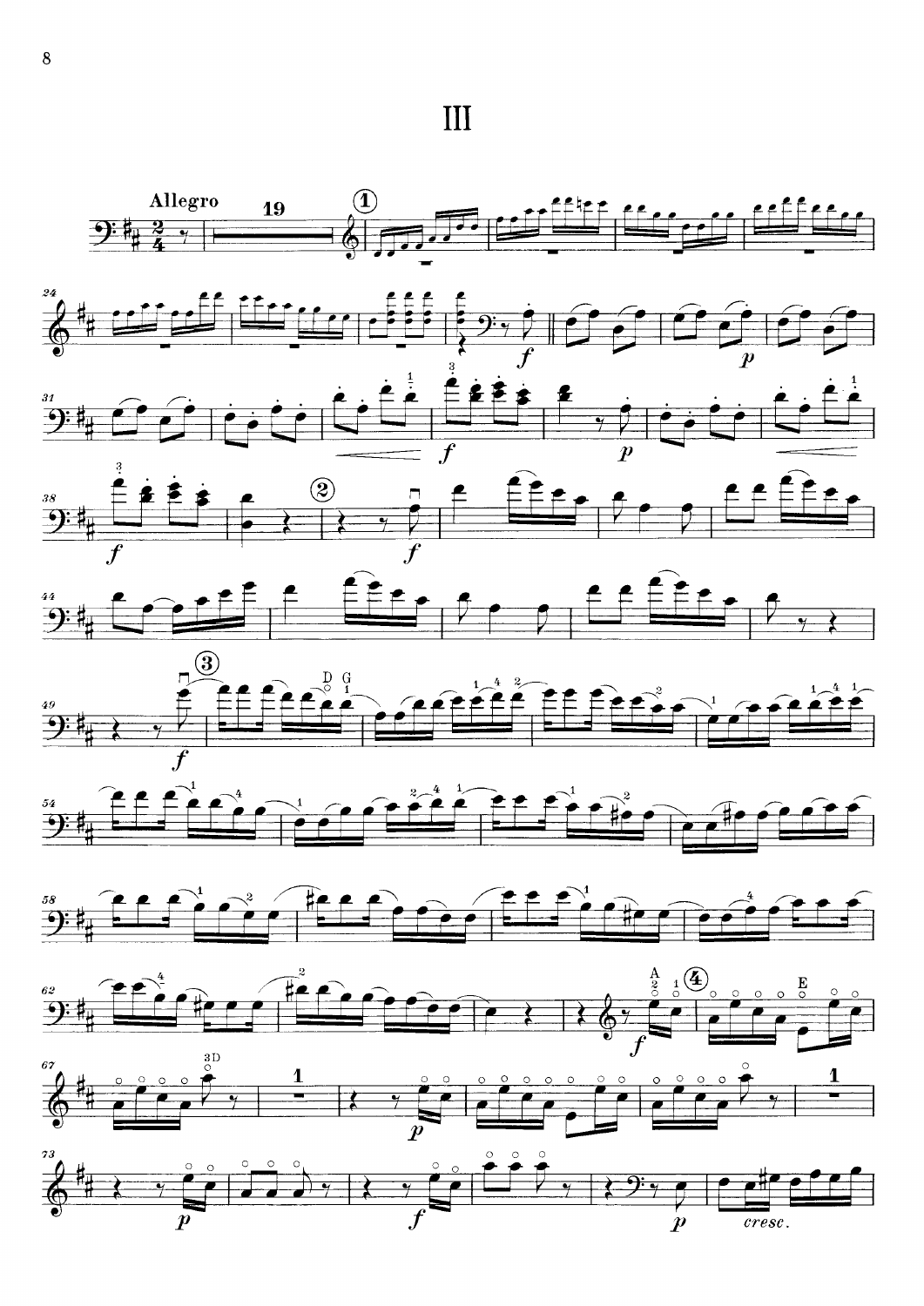# III

Allegro